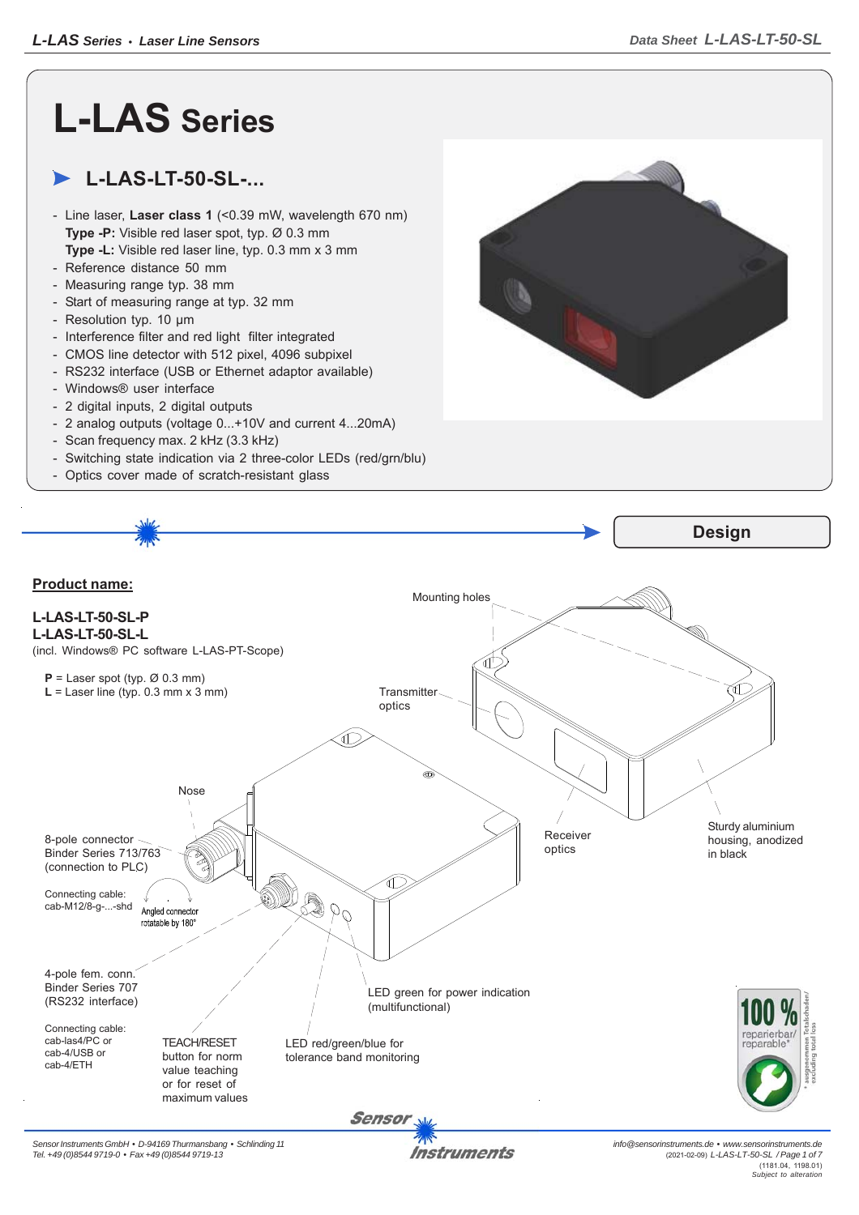# L-LAS Series

## L-LAS-LT-50-SL-...

- Line laser, **Laser class 1** (<0.39 mW, wavelength 670 nm)
  **Type -P:** Visible red laser spot, typ. Ø 0.3 mm
  **Type -L:** Visible red laser line, typ. 0.3 mm x 3 mm
- Reference distance 50 mm
- Measuring range typ. 38 mm
- Start of measuring range at typ. 32 mm
- Resolution typ. 10 µm
- Interference filter and red light filter integrated
- CMOS line detector with 512 pixel, 4096 subpixel
- RS232 interface (USB or Ethernet adaptor available)
- Windows® user interface
- 2 digital inputs, 2 digital outputs
- 2 analog outputs (voltage 0...+10V and current 4...20mA)
- Scan frequency max. 2 kHz (3.3 kHz)
- Switching state indication via 2 three-color LEDs (red/grn/blu)
- Optics cover made of scratch-resistant glass

## Design

**Product name:**

**L-LAS-LT-50-SL-P**
**L-LAS-LT-50-SL-L**
(incl. Windows® PC software L-LAS-PT-Scope)

**P** = Laser spot (typ. Ø 0.3 mm)
**L** = Laser line (typ. 0.3 mm x 3 mm)

Mounting holes

Transmitter optics

Receiver optics

Sturdy aluminium housing, anodized in black

Nose

8-pole connector Binder Series 713/763 (connection to PLC)

Connecting cable: cab-M12/8-g-...-shd

Angled connector rotatable by 180°

4-pole fem. conn. Binder Series 707 (RS232 interface)

Connecting cable: cab-las4/PC or cab-4/USB or cab-4/ETH

TEACH/RESET button for norm value teaching or for reset of maximum values

LED red/green/blue for tolerance band monitoring

LED green for power indication (multifunctional)

100 % reparierbar/ reparable*

* ausgenommen Totalschaden/ excluding total loss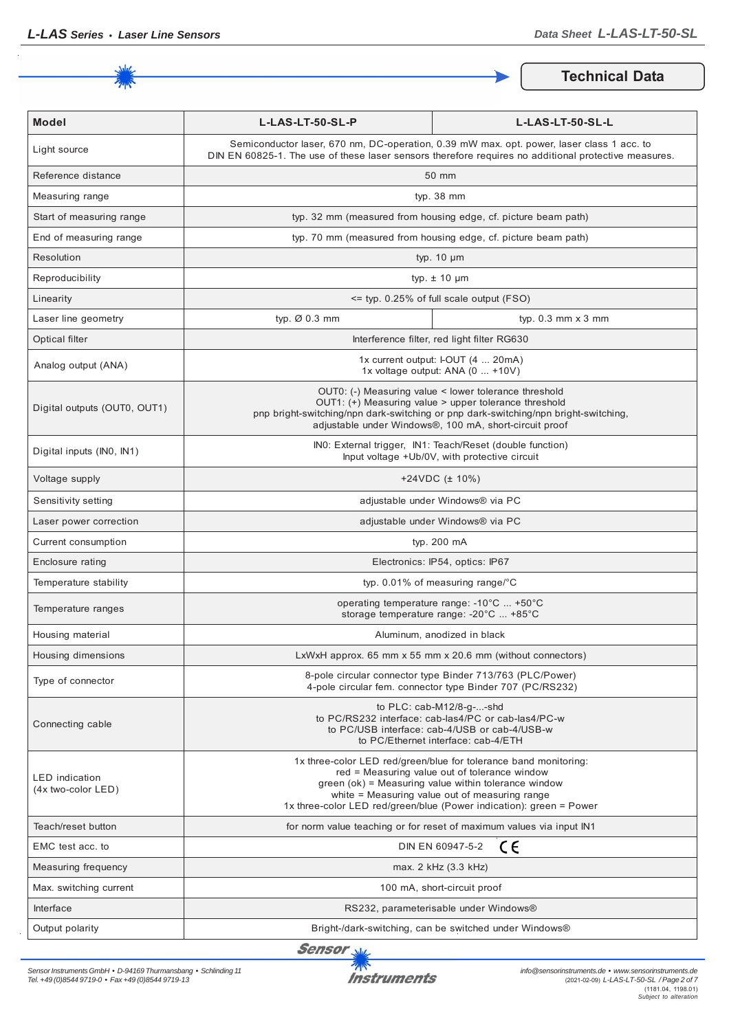## Technical Data

| Model | L-LAS-LT-50-SL-P | L-LAS-LT-50-SL-L |
|---|---|---|
| Light source | Semiconductor laser, 670 nm, DC-operation, 0.39 mW max. opt. power, laser class 1 acc. to DIN EN 60825-1. The use of these laser sensors therefore requires no additional protective measures. | |
| Reference distance | 50 mm | |
| Measuring range | typ. 38 mm | |
| Start of measuring range | typ. 32 mm (measured from housing edge, cf. picture beam path) | |
| End of measuring range | typ. 70 mm (measured from housing edge, cf. picture beam path) | |
| Resolution | typ. 10 µm | |
| Reproducibility | typ. ± 10 µm | |
| Linearity | <= typ. 0.25% of full scale output (FSO) | |
| Laser line geometry | typ. Ø 0.3 mm | typ. 0.3 mm x 3 mm |
| Optical filter | Interference filter, red light filter RG630 | |
| Analog output (ANA) | 1x current output: I-OUT (4 ... 20mA)<br>1x voltage output: ANA (0 ... +10V) | |
| Digital outputs (OUT0, OUT1) | OUT0: (-) Measuring value < lower tolerance threshold<br>OUT1: (+) Measuring value > upper tolerance threshold<br>pnp bright-switching/npn dark-switching or pnp dark-switching/npn bright-switching, adjustable under Windows®, 100 mA, short-circuit proof | |
| Digital inputs (IN0, IN1) | IN0: External trigger, IN1: Teach/Reset (double function)<br>Input voltage +Ub/0V, with protective circuit | |
| Voltage supply | +24VDC (± 10%) | |
| Sensitivity setting | adjustable under Windows® via PC | |
| Laser power correction | adjustable under Windows® via PC | |
| Current consumption | typ. 200 mA | |
| Enclosure rating | Electronics: IP54, optics: IP67 | |
| Temperature stability | typ. 0.01% of measuring range/°C | |
| Temperature ranges | operating temperature range: -10°C ... +50°C<br>storage temperature range: -20°C ... +85°C | |
| Housing material | Aluminum, anodized in black | |
| Housing dimensions | LxWxH approx. 65 mm x 55 mm x 20.6 mm (without connectors) | |
| Type of connector | 8-pole circular connector type Binder 713/763 (PLC/Power)<br>4-pole circular fem. connector type Binder 707 (PC/RS232) | |
| Connecting cable | to PLC: cab-M12/8-g-...-shd<br>to PC/RS232 interface: cab-las4/PC or cab-las4/PC-w<br>to PC/USB interface: cab-4/USB or cab-4/USB-w<br>to PC/Ethernet interface: cab-4/ETH | |
| LED indication (4x two-color LED) | 1x three-color LED red/green/blue for tolerance band monitoring:<br>red = Measuring value out of tolerance window<br>green (ok) = Measuring value within tolerance window<br>white = Measuring value out of measuring range<br>1x three-color LED red/green/blue (Power indication): green = Power | |
| Teach/reset button | for norm value teaching or for reset of maximum values via input IN1 | |
| EMC test acc. to | DIN EN 60947-5-2 CE | |
| Measuring frequency | max. 2 kHz (3.3 kHz) | |
| Max. switching current | 100 mA, short-circuit proof | |
| Interface | RS232, parameterisable under Windows® | |
| Output polarity | Bright-/dark-switching, can be switched under Windows® | |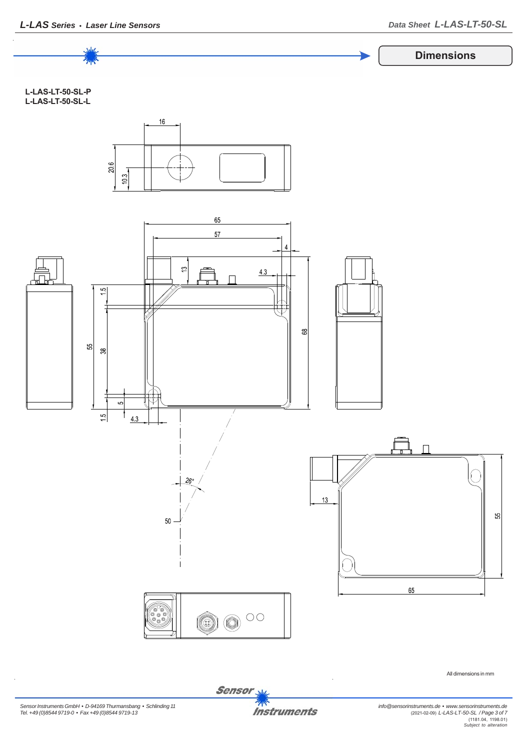## Dimensions

**L-LAS-LT-50-SL-P**
**L-LAS-LT-50-SL-L**

All dimensions in mm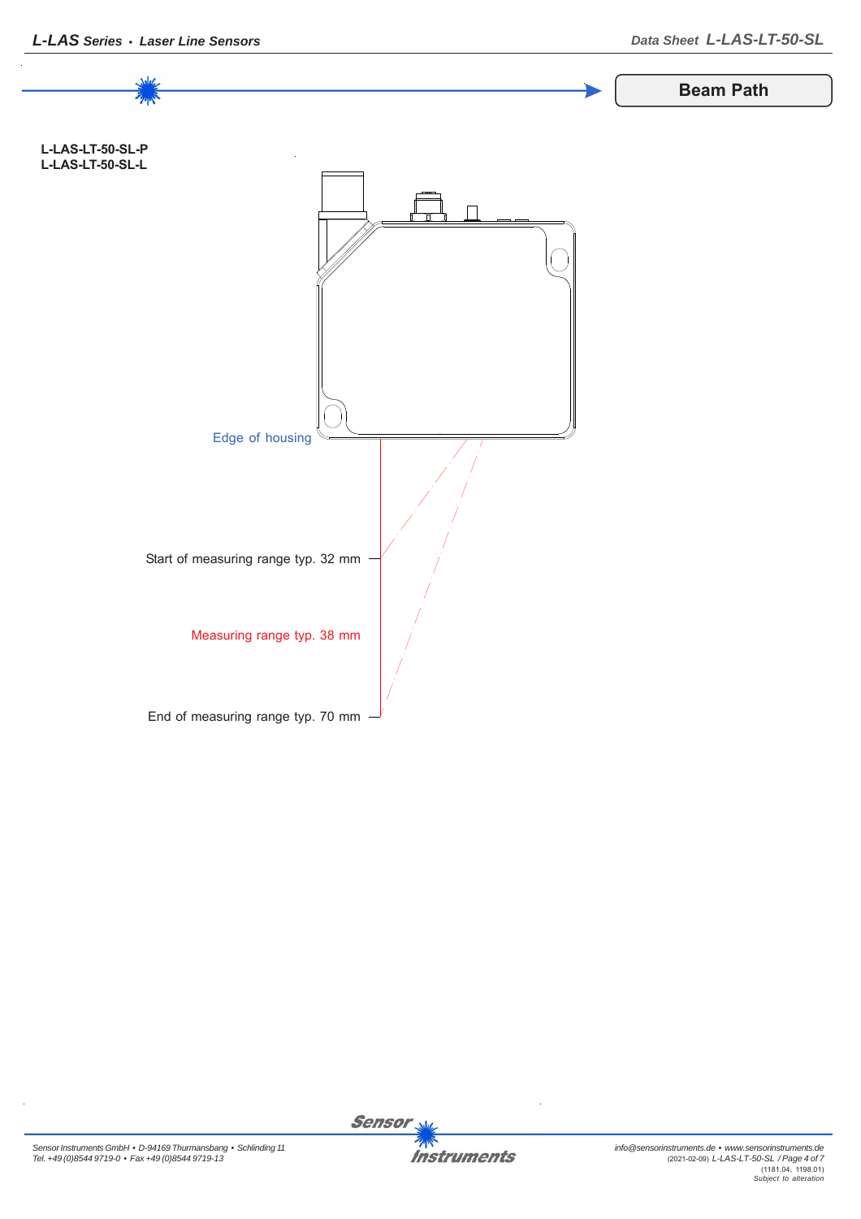## Beam Path

**L-LAS-LT-50-SL-P**
**L-LAS-LT-50-SL-L**

Edge of housing

Start of measuring range typ. 32 mm

Measuring range typ. 38 mm

End of measuring range typ. 70 mm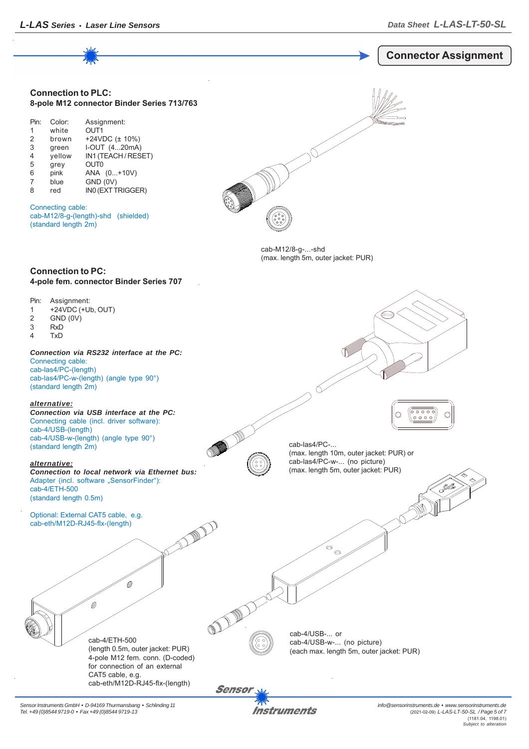## Connector Assignment

### Connection to PLC:

**8-pole M12 connector Binder Series 713/763**

| Pin: | Color: | Assignment: |
|---|---|---|
| 1 | white | OUT1 |
| 2 | brown | +24VDC (± 10%) |
| 3 | green | I-OUT (4...20mA) |
| 4 | yellow | IN1 (TEACH / RESET) |
| 5 | grey | OUT0 |
| 6 | pink | ANA (0...+10V) |
| 7 | blue | GND (0V) |
| 8 | red | IN0 (EXT TRIGGER) |

Connecting cable:
cab-M12/8-g-(length)-shd (shielded)
(standard length 2m)

cab-M12/8-g-...-shd
(max. length 5m, outer jacket: PUR)

### Connection to PC:

**4-pole fem. connector Binder Series 707**

| Pin: | Assignment: |
|---|---|
| 1 | +24VDC (+Ub, OUT) |
| 2 | GND (0V) |
| 3 | RxD |
| 4 | TxD |

***Connection via RS232 interface at the PC:***
Connecting cable:
cab-las4/PC-(length)
cab-las4/PC-w-(length) (angle type 90°)
(standard length 2m)

cab-las4/PC-...
(max. length 10m, outer jacket: PUR) or
cab-las4/PC-w-... (no picture)
(max. length 5m, outer jacket: PUR)

***alternative:***
***Connection via USB interface at the PC:***
Connecting cable (incl. driver software):
cab-4/USB-(length)
cab-4/USB-w-(length) (angle type 90°)
(standard length 2m)

***alternative:***
***Connection to local network via Ethernet bus:***
Adapter (incl. software „SensorFinder"):
cab-4/ETH-500
(standard length 0.5m)

Optional: External CAT5 cable, e.g.
cab-eth/M12D-RJ45-flx-(length)

cab-4/USB-... or
cab-4/USB-w-... (no picture)
(each max. length 5m, outer jacket: PUR)

cab-4/ETH-500
(length 0.5m, outer jacket: PUR)
4-pole M12 fem. conn. (D-coded)
for connection of an external
CAT5 cable, e.g.
cab-eth/M12D-RJ45-flx-(length)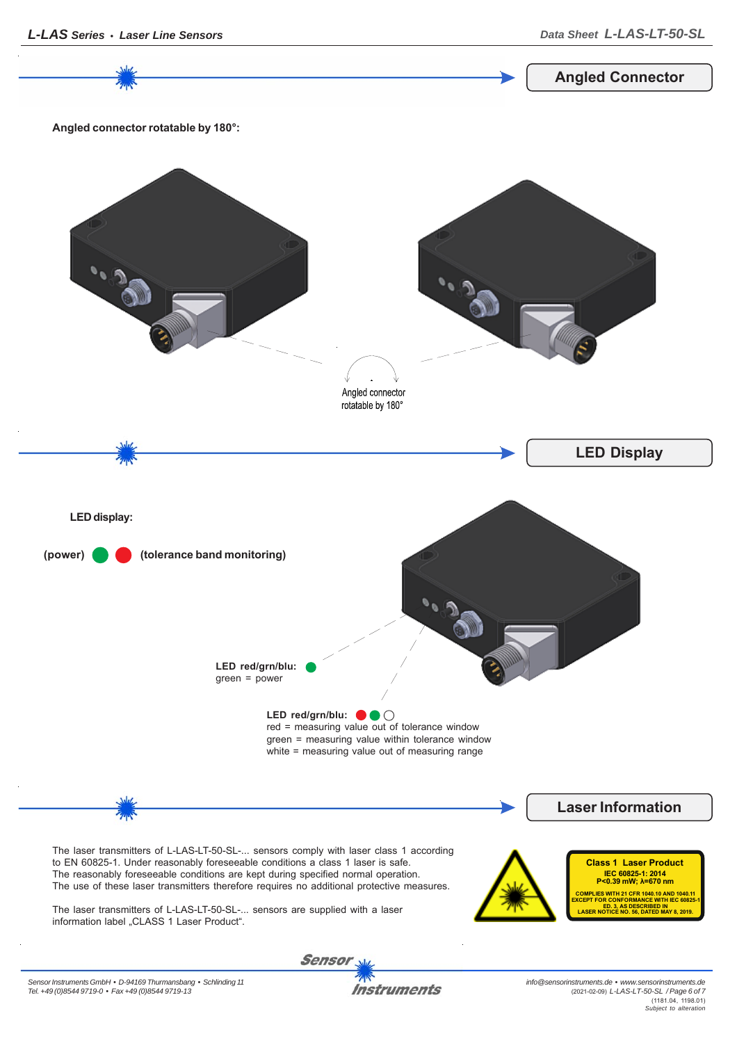## Angled Connector

**Angled connector rotatable by 180°:**

Angled connector rotatable by 180°

## LED Display

**LED display:**

**(power)** 🟢 🔴 **(tolerance band monitoring)**

**LED red/grn/blu:**
green = power

**LED red/grn/blu:**
red = measuring value out of tolerance window
green = measuring value within tolerance window
white = measuring value out of measuring range

## Laser Information

The laser transmitters of L-LAS-LT-50-SL-... sensors comply with laser class 1 according to EN 60825-1. Under reasonably foreseeable conditions a class 1 laser is safe.
The reasonably foreseeable conditions are kept during specified normal operation.
The use of these laser transmitters therefore requires no additional protective measures.

The laser transmitters of L-LAS-LT-50-SL-... sensors are supplied with a laser information label „CLASS 1 Laser Product".

**Class 1 Laser Product**
**IEC 60825-1: 2014**
**P<0.39 mW; λ=670 nm**
**COMPLIES WITH 21 CFR 1040.10 AND 1040.11 EXCEPT FOR CONFORMANCE WITH IEC 60825-1 ED. 3, AS DESCRIBED IN LASER NOTICE NO. 56, DATED MAY 8, 2019.**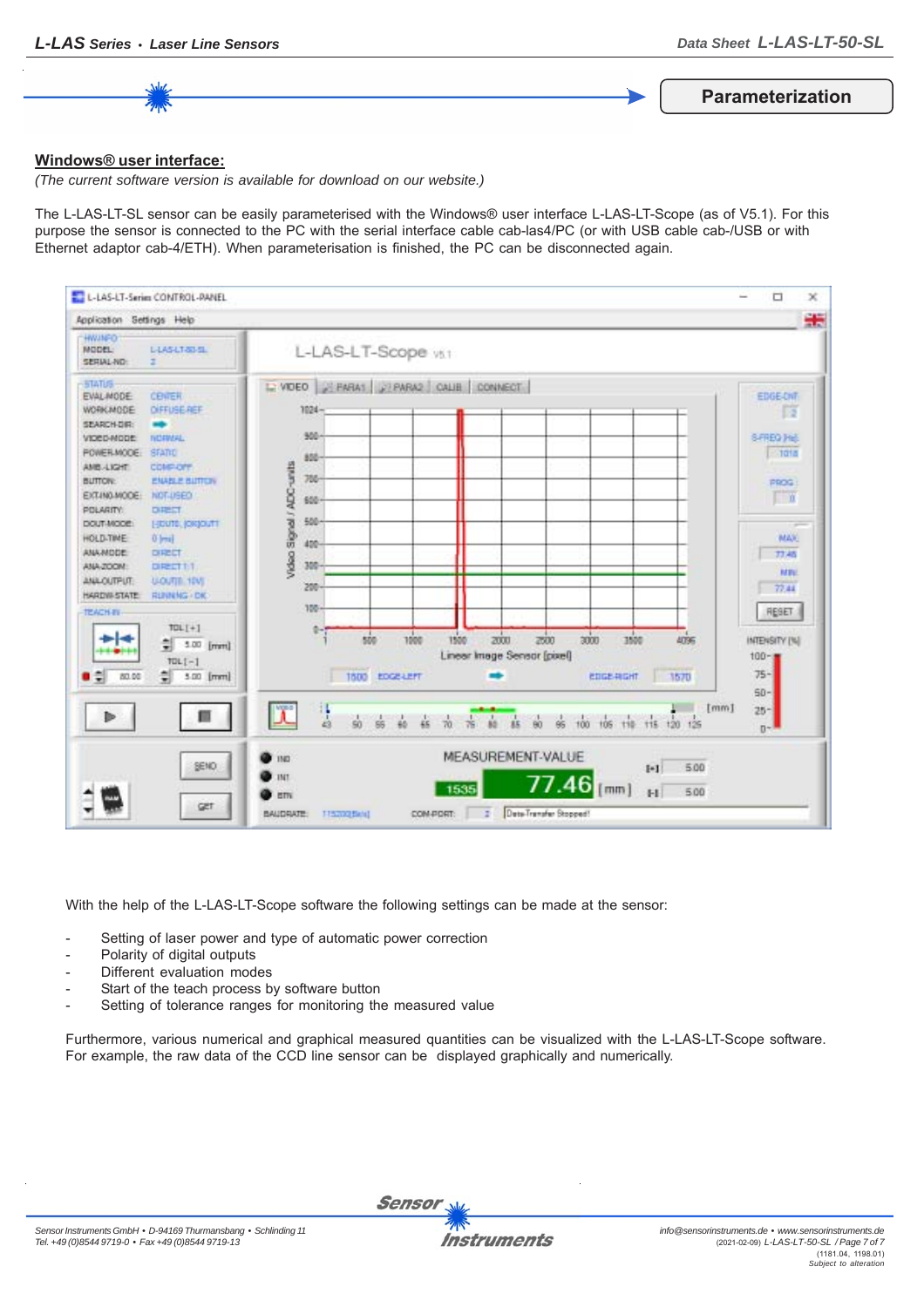## Parameterization

**Windows® user interface:**

*(The current software version is available for download on our website.)*

The L-LAS-LT-SL sensor can be easily parameterised with the Windows® user interface L-LAS-LT-Scope (as of V5.1). For this purpose the sensor is connected to the PC with the serial interface cable cab-las4/PC (or with USB cable cab-/USB or with Ethernet adaptor cab-4/ETH). When parameterisation is finished, the PC can be disconnected again.

With the help of the L-LAS-LT-Scope software the following settings can be made at the sensor:

- Setting of laser power and type of automatic power correction
- Polarity of digital outputs
- Different evaluation modes
- Start of the teach process by software button
- Setting of tolerance ranges for monitoring the measured value

Furthermore, various numerical and graphical measured quantities can be visualized with the L-LAS-LT-Scope software. For example, the raw data of the CCD line sensor can be displayed graphically and numerically.